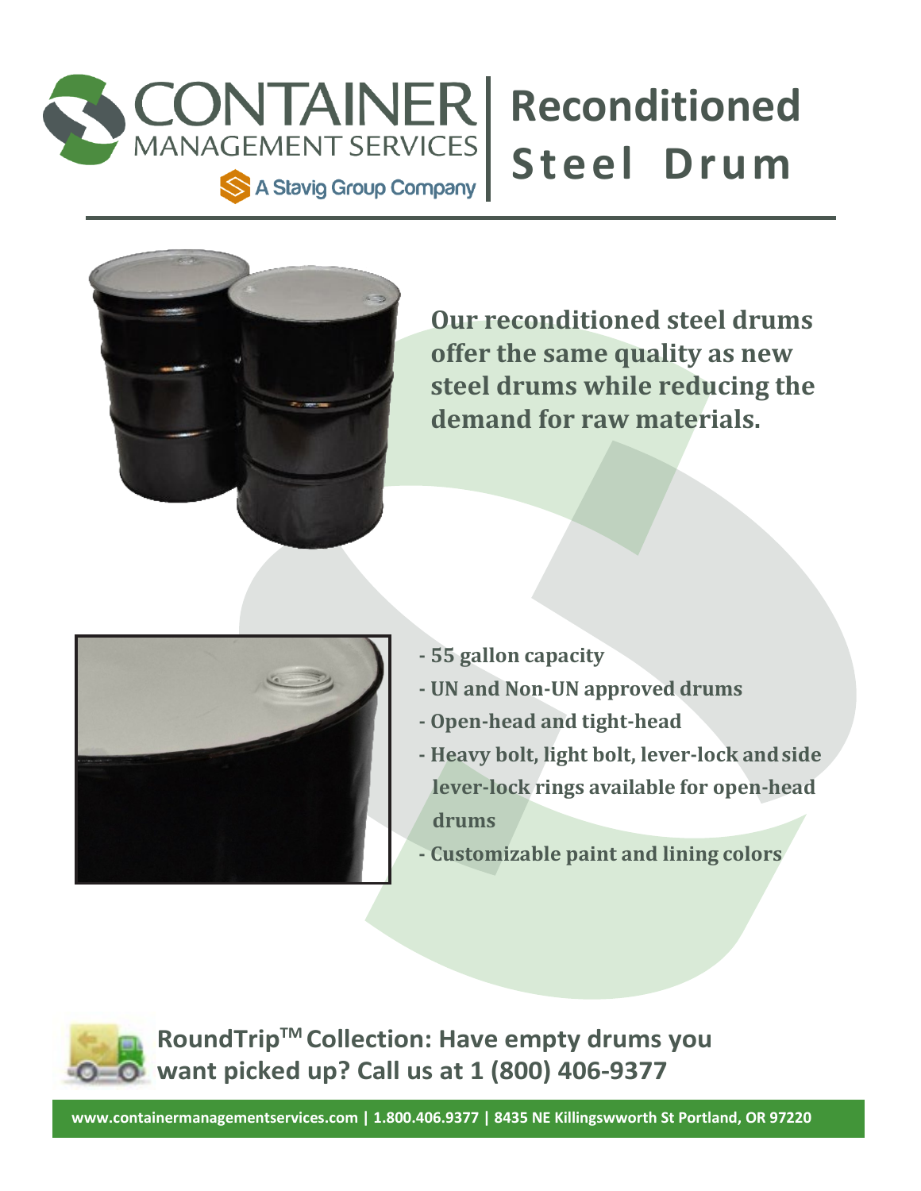# CONTAINER MANAGEMENT SERVICES

A Stavig Group Company

# Reconditioned Steel Drum

**Our reconditioned steel drums offer the same quality as new steel drums while reducing the demand for raw materials.**

- **55 gallon capacity**
- **UN and Non-UN approved drums**
- **Open-head and tight-head**
- **Heavy bolt, light bolt, lever-lock and side lever-lock rings available for open-head drums**
- **Customizable paint and lining colors**

**RoundTrip™ Collection: Have empty drums you want picked up? Call us at 1 (800) 406-9377**

www.containermanagementservices.com | 1.800.406.9377 | 8435 NE Killingswworth St Portland, OR 97220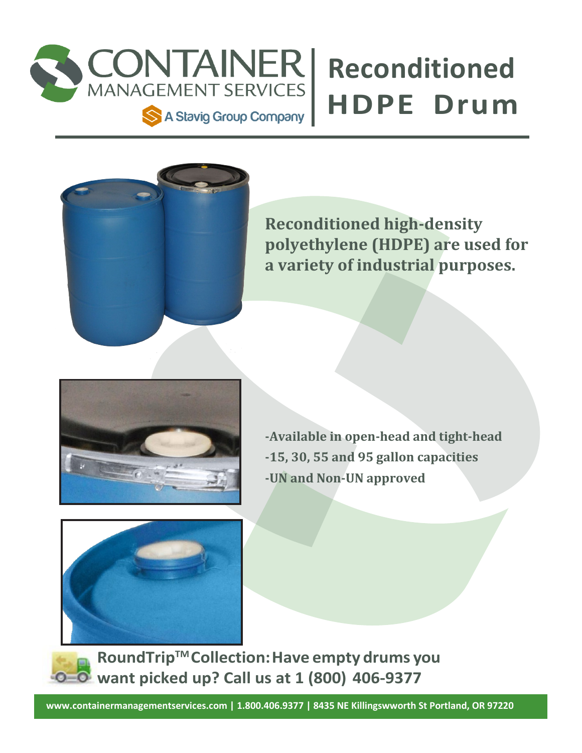# CONTAINER MANAGEMENT SERVICES

A Stavig Group Company

# Reconditioned HDPE Drum

**Reconditioned high-density polyethylene (HDPE) are used for a variety of industrial purposes.**

**-Available in open-head and tight-head**
**-15, 30, 55 and 95 gallon capacities**
**-UN and Non-UN approved**

**RoundTrip™ Collection: Have empty drums you want picked up? Call us at 1 (800) 406-9377**

**www.containermanagementservices.com | 1.800.406.9377 | 8435 NE Killingswworth St Portland, OR 97220**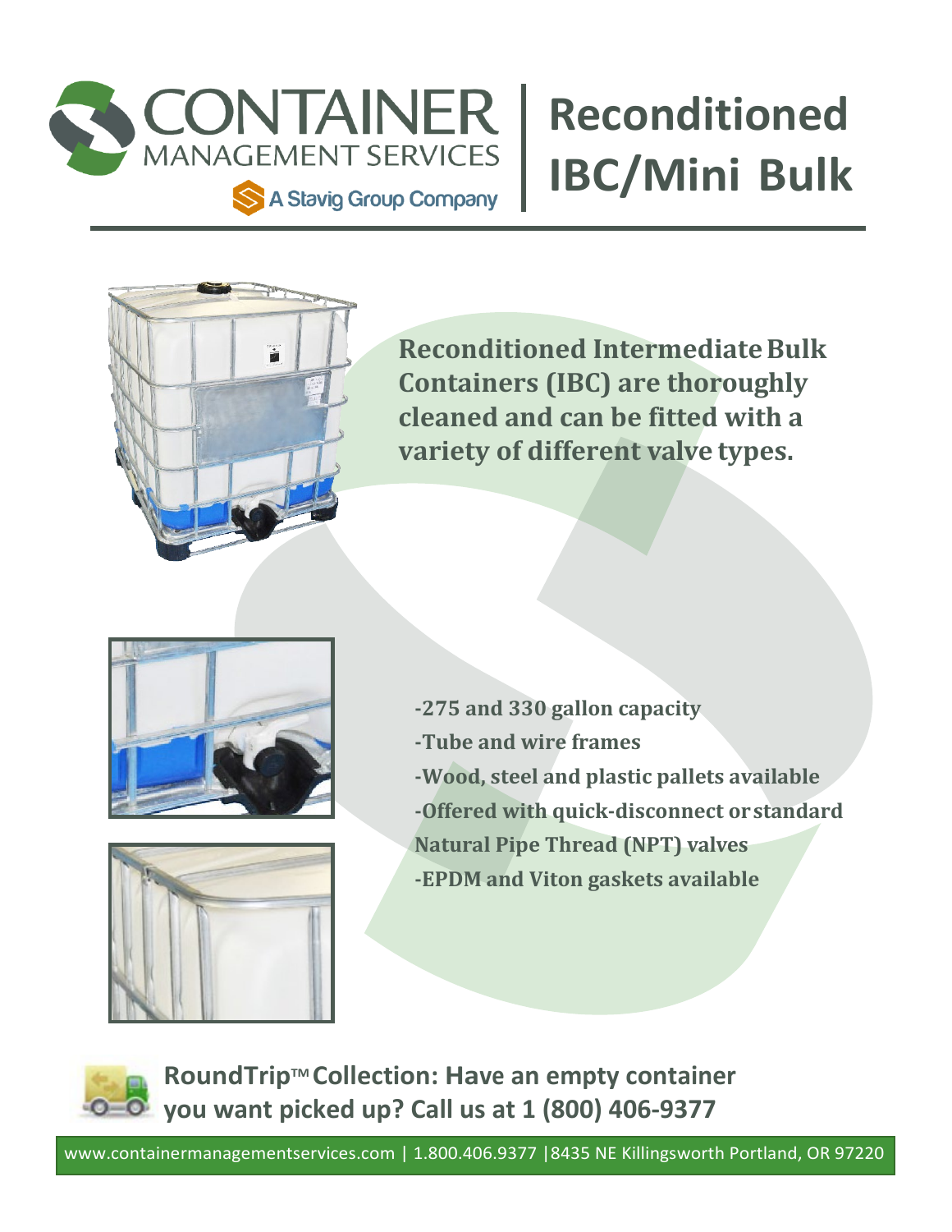CONTAINER
MANAGEMENT SERVICES

A Stavig Group Company

# Reconditioned IBC/Mini Bulk

**Reconditioned Intermediate Bulk Containers (IBC) are thoroughly cleaned and can be fitted with a variety of different valve types.**

**-275 and 330 gallon capacity**
**-Tube and wire frames**
**-Wood, steel and plastic pallets available**
**-Offered with quick-disconnect or standard Natural Pipe Thread (NPT) valves**
**-EPDM and Viton gaskets available**

**RoundTrip™ Collection: Have an empty container you want picked up? Call us at 1 (800) 406-9377**

www.containermanagementservices.com | 1.800.406.9377 |8435 NE Killingsworth Portland, OR 97220